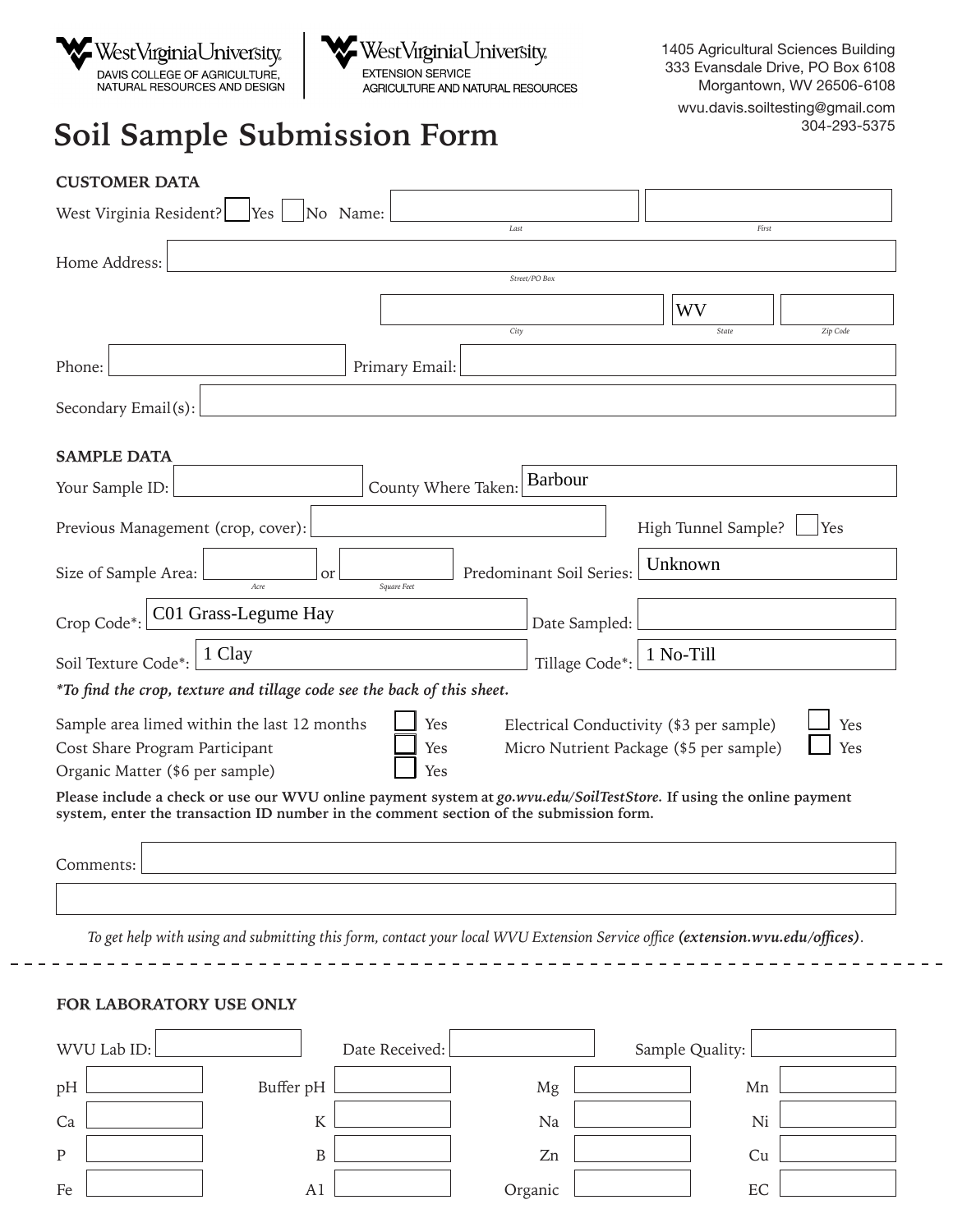West Virginia University
DAVIS COLLEGE OF AGRICULTURE, NATURAL RESOURCES AND DESIGN

West Virginia University
EXTENSION SERVICE
AGRICULTURE AND NATURAL RESOURCES

1405 Agricultural Sciences Building
333 Evansdale Drive, PO Box 6108
Morgantown, WV 26506-6108

wvu.davis.soiltesting@gmail.com
304-293-5375

# Soil Sample Submission Form

## CUSTOMER DATA

West Virginia Resident? ☐ Yes ☐ No Name: ______ (Last) ______ (First)

Home Address: ______ (Street/PO Box)

______ (City) WV (State) ______ (Zip Code)

Phone: ______ Primary Email: ______

Secondary Email(s): ______

## SAMPLE DATA

Your Sample ID: ______ County Where Taken: Barbour

Previous Management (crop, cover): ______ High Tunnel Sample? ☐ Yes

Size of Sample Area: ______ (Acre) or ______ (Square Feet) Predominant Soil Series: Unknown

Crop Code*: C01 Grass-Legume Hay Date Sampled: ______

Soil Texture Code*: 1 Clay Tillage Code*: 1 No-Till

***To find the crop, texture and tillage code see the back of this sheet.***

Sample area limed within the last 12 months ☐ Yes
Cost Share Program Participant ☐ Yes
Organic Matter ($6 per sample) ☐ Yes
Electrical Conductivity ($3 per sample) ☐ Yes
Micro Nutrient Package ($5 per sample) ☐ Yes

**Please include a check or use our WVU online payment system at *go.wvu.edu/SoilTestStore.* If using the online payment system, enter the transaction ID number in the comment section of the submission form.**

Comments: ______

*To get help with using and submitting this form, contact your local WVU Extension Service office* ***(extension.wvu.edu/offices)***.

## FOR LABORATORY USE ONLY

WVU Lab ID: ______ Date Received: ______ Sample Quality: ______

| | | | | | | | |
|---|---|---|---|---|---|---|---|
| pH | | Buffer pH | | Mg | | Mn | |
| Ca | | K | | Na | | Ni | |
| P | | B | | Zn | | Cu | |
| Fe | | A1 | | Organic | | EC | |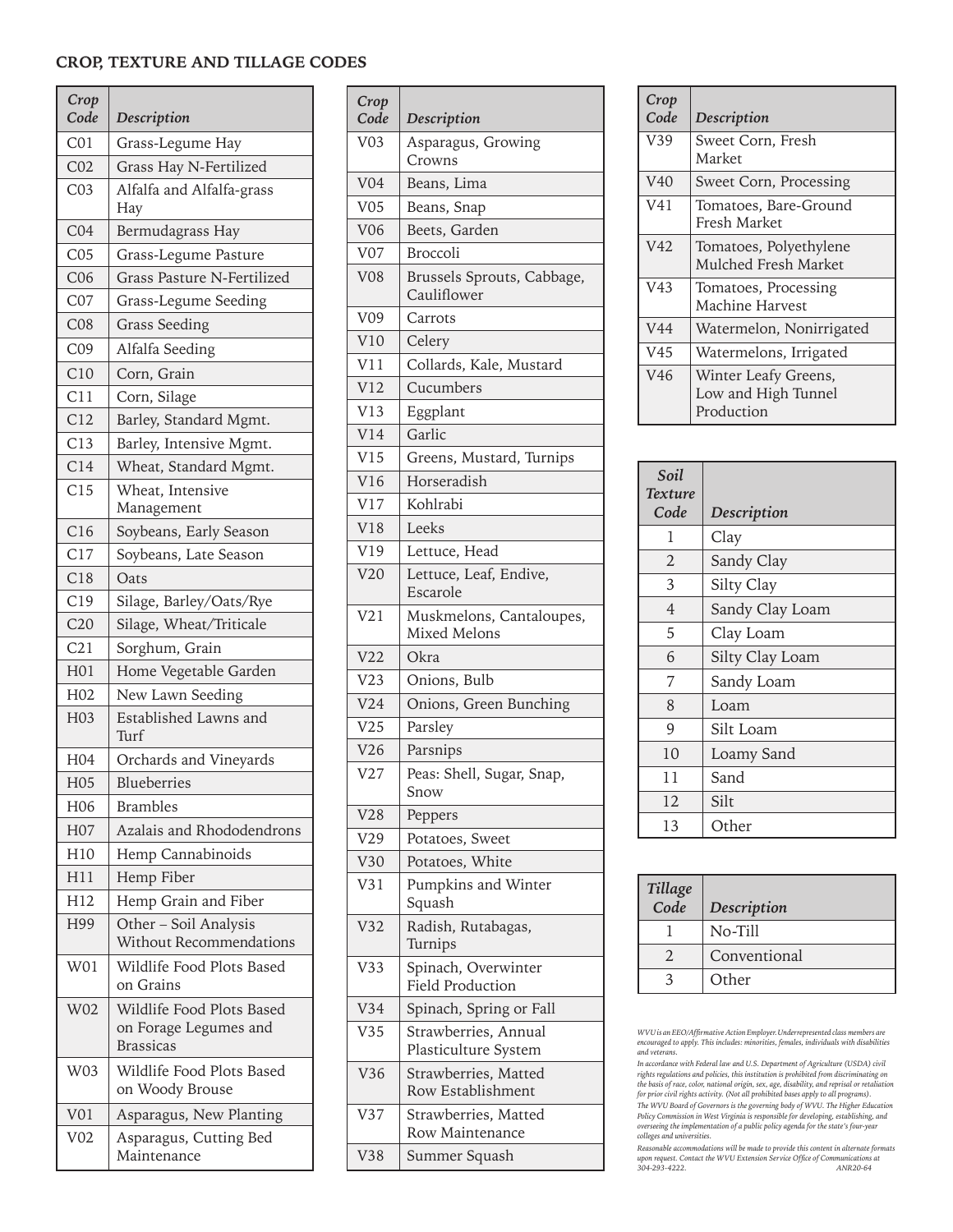## CROP, TEXTURE AND TILLAGE CODES

| *Crop Code* | *Description* |
| --- | --- |
| C01 | Grass-Legume Hay |
| C02 | Grass Hay N-Fertilized |
| C03 | Alfalfa and Alfalfa-grass Hay |
| C04 | Bermudagrass Hay |
| C05 | Grass-Legume Pasture |
| C06 | Grass Pasture N-Fertilized |
| C07 | Grass-Legume Seeding |
| C08 | Grass Seeding |
| C09 | Alfalfa Seeding |
| C10 | Corn, Grain |
| C11 | Corn, Silage |
| C12 | Barley, Standard Mgmt. |
| C13 | Barley, Intensive Mgmt. |
| C14 | Wheat, Standard Mgmt. |
| C15 | Wheat, Intensive Management |
| C16 | Soybeans, Early Season |
| C17 | Soybeans, Late Season |
| C18 | Oats |
| C19 | Silage, Barley/Oats/Rye |
| C20 | Silage, Wheat/Triticale |
| C21 | Sorghum, Grain |
| H01 | Home Vegetable Garden |
| H02 | New Lawn Seeding |
| H03 | Established Lawns and Turf |
| H04 | Orchards and Vineyards |
| H05 | Blueberries |
| H06 | Brambles |
| H07 | Azalais and Rhododendrons |
| H10 | Hemp Cannabinoids |
| H11 | Hemp Fiber |
| H12 | Hemp Grain and Fiber |
| H99 | Other – Soil Analysis Without Recommendations |
| W01 | Wildlife Food Plots Based on Grains |
| W02 | Wildlife Food Plots Based on Forage Legumes and Brassicas |
| W03 | Wildlife Food Plots Based on Woody Brouse |
| V01 | Asparagus, New Planting |
| V02 | Asparagus, Cutting Bed Maintenance |
| V03 | Asparagus, Growing Crowns |
| V04 | Beans, Lima |
| V05 | Beans, Snap |
| V06 | Beets, Garden |
| V07 | Broccoli |
| V08 | Brussels Sprouts, Cabbage, Cauliflower |
| V09 | Carrots |
| V10 | Celery |
| V11 | Collards, Kale, Mustard |
| V12 | Cucumbers |
| V13 | Eggplant |
| V14 | Garlic |
| V15 | Greens, Mustard, Turnips |
| V16 | Horseradish |
| V17 | Kohlrabi |
| V18 | Leeks |
| V19 | Lettuce, Head |
| V20 | Lettuce, Leaf, Endive, Escarole |
| V21 | Muskmelons, Cantaloupes, Mixed Melons |
| V22 | Okra |
| V23 | Onions, Bulb |
| V24 | Onions, Green Bunching |
| V25 | Parsley |
| V26 | Parsnips |
| V27 | Peas: Shell, Sugar, Snap, Snow |
| V28 | Peppers |
| V29 | Potatoes, Sweet |
| V30 | Potatoes, White |
| V31 | Pumpkins and Winter Squash |
| V32 | Radish, Rutabagas, Turnips |
| V33 | Spinach, Overwinter Field Production |
| V34 | Spinach, Spring or Fall |
| V35 | Strawberries, Annual Plasticulture System |
| V36 | Strawberries, Matted Row Establishment |
| V37 | Strawberries, Matted Row Maintenance |
| V38 | Summer Squash |
| V39 | Sweet Corn, Fresh Market |
| V40 | Sweet Corn, Processing |
| V41 | Tomatoes, Bare-Ground Fresh Market |
| V42 | Tomatoes, Polyethylene Mulched Fresh Market |
| V43 | Tomatoes, Processing Machine Harvest |
| V44 | Watermelon, Nonirrigated |
| V45 | Watermelons, Irrigated |
| V46 | Winter Leafy Greens, Low and High Tunnel Production |

| *Soil Texture Code* | *Description* |
| --- | --- |
| 1 | Clay |
| 2 | Sandy Clay |
| 3 | Silty Clay |
| 4 | Sandy Clay Loam |
| 5 | Clay Loam |
| 6 | Silty Clay Loam |
| 7 | Sandy Loam |
| 8 | Loam |
| 9 | Silt Loam |
| 10 | Loamy Sand |
| 11 | Sand |
| 12 | Silt |
| 13 | Other |

| *Tillage Code* | *Description* |
| --- | --- |
| 1 | No-Till |
| 2 | Conventional |
| 3 | Other |

*WVU is an EEO/Affirmative Action Employer. Underrepresented class members are encouraged to apply. This includes: minorities, females, individuals with disabilities and veterans.*

*In accordance with Federal law and U.S. Department of Agriculture (USDA) civil rights regulations and policies, this institution is prohibited from discriminating on the basis of race, color, national origin, sex, age, disability, and reprisal or retaliation for prior civil rights activity. (Not all prohibited bases apply to all programs).*

*The WVU Board of Governors is the governing body of WVU. The Higher Education Policy Commission in West Virginia is responsible for developing, establishing, and overseeing the implementation of a public policy agenda for the state's four-year colleges and universities.*

*Reasonable accommodations will be made to provide this content in alternate formats upon request. Contact the WVU Extension Service Office of Communications at 304-293-4222.* ANR20-64